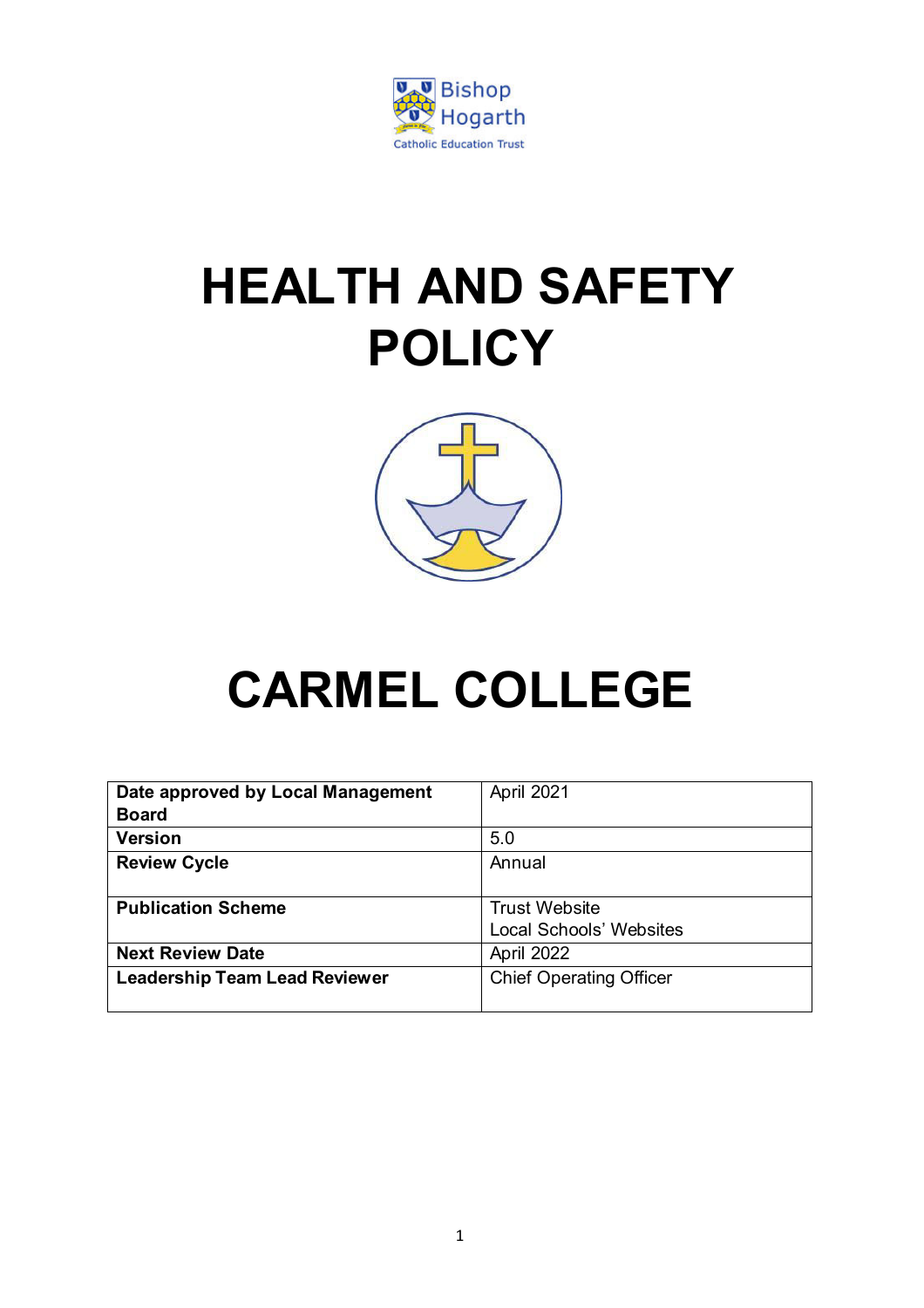Bishop Hogarth
Catholic Education Trust

# HEALTH AND SAFETY POLICY

# CARMEL COLLEGE

| **Date approved by Local Management Board** | April 2021 |
|---|---|
| **Version** | 5.0 |
| **Review Cycle** | Annual |
| **Publication Scheme** | Trust Website<br>Local Schools' Websites |
| **Next Review Date** | April 2022 |
| **Leadership Team Lead Reviewer** | Chief Operating Officer |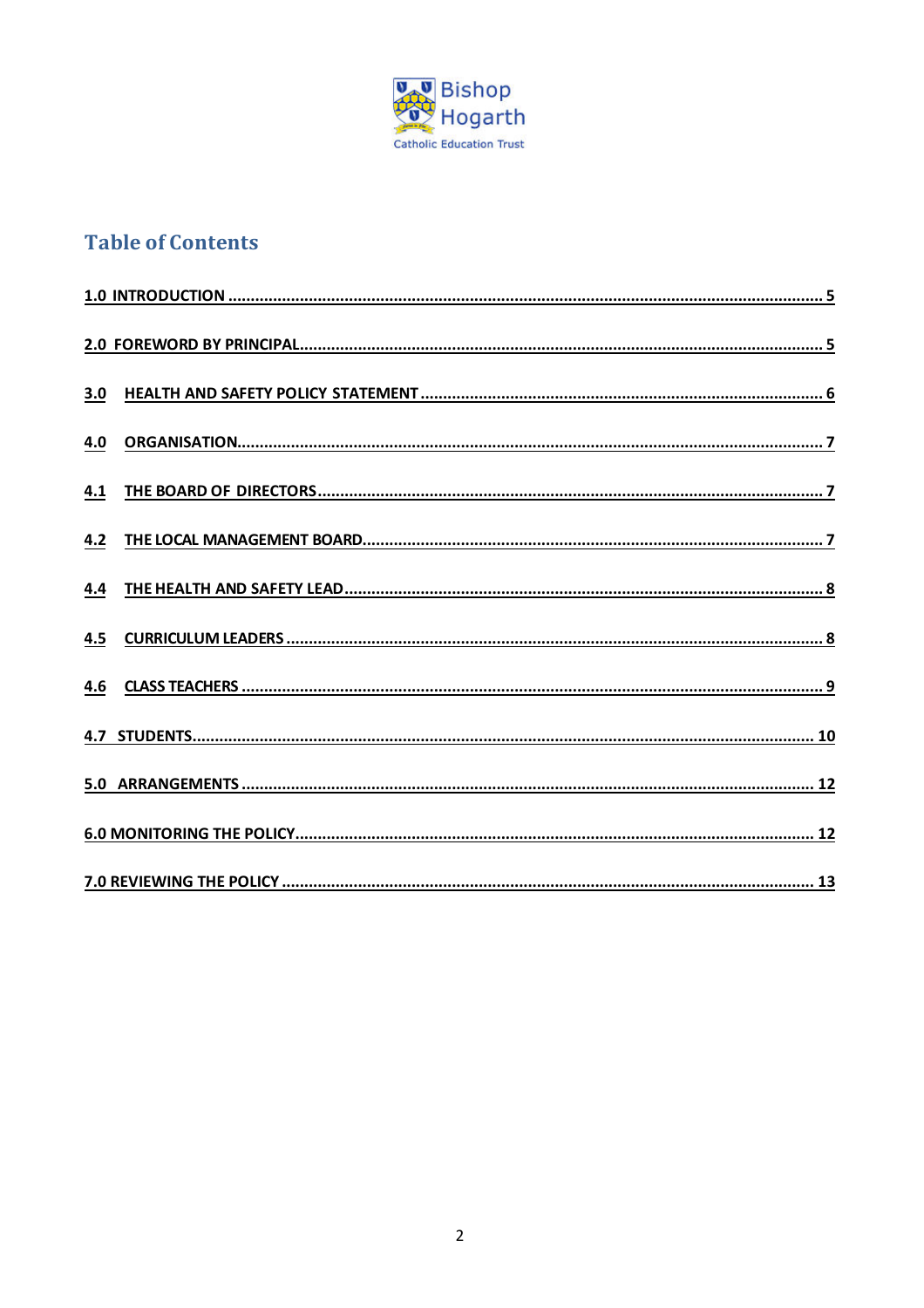Bishop Hogarth
Catholic Education Trust

## Table of Contents

1.0 INTRODUCTION ........................................................................ 5

2.0 FOREWORD BY PRINCIPAL ........................................................... 5

3.0 HEALTH AND SAFETY POLICY STATEMENT ........................................ 6

4.0 ORGANISATION ........................................................................ 7

4.1 THE BOARD OF DIRECTORS ......................................................... 7

4.2 THE LOCAL MANAGEMENT BOARD ................................................... 7

4.4 THE HEALTH AND SAFETY LEAD ...................................................... 8

4.5 CURRICULUM LEADERS ................................................................ 8

4.6 CLASS TEACHERS ....................................................................... 9

4.7 STUDENTS ................................................................................ 10

5.0 ARRANGEMENTS ......................................................................... 12

6.0 MONITORING THE POLICY ............................................................. 12

7.0 REVIEWING THE POLICY ............................................................... 13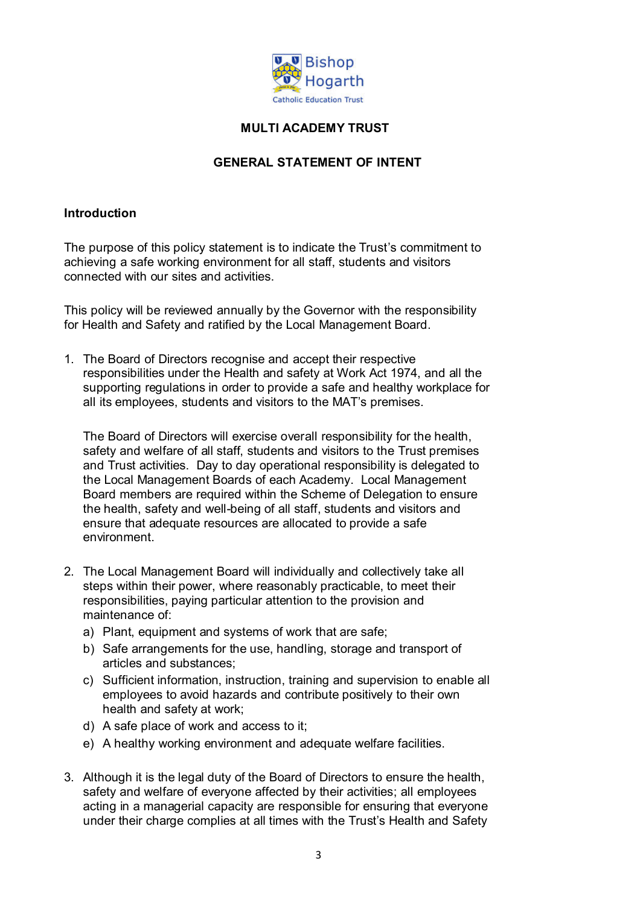Bishop Hogarth
Catholic Education Trust

**MULTI ACADEMY TRUST**

**GENERAL STATEMENT OF INTENT**

**Introduction**

The purpose of this policy statement is to indicate the Trust's commitment to achieving a safe working environment for all staff, students and visitors connected with our sites and activities.

This policy will be reviewed annually by the Governor with the responsibility for Health and Safety and ratified by the Local Management Board.

1. The Board of Directors recognise and accept their respective responsibilities under the Health and safety at Work Act 1974, and all the supporting regulations in order to provide a safe and healthy workplace for all its employees, students and visitors to the MAT's premises.

   The Board of Directors will exercise overall responsibility for the health, safety and welfare of all staff, students and visitors to the Trust premises and Trust activities. Day to day operational responsibility is delegated to the Local Management Boards of each Academy. Local Management Board members are required within the Scheme of Delegation to ensure the health, safety and well-being of all staff, students and visitors and ensure that adequate resources are allocated to provide a safe environment.

2. The Local Management Board will individually and collectively take all steps within their power, where reasonably practicable, to meet their responsibilities, paying particular attention to the provision and maintenance of:
   a) Plant, equipment and systems of work that are safe;
   b) Safe arrangements for the use, handling, storage and transport of articles and substances;
   c) Sufficient information, instruction, training and supervision to enable all employees to avoid hazards and contribute positively to their own health and safety at work;
   d) A safe place of work and access to it;
   e) A healthy working environment and adequate welfare facilities.

3. Although it is the legal duty of the Board of Directors to ensure the health, safety and welfare of everyone affected by their activities; all employees acting in a managerial capacity are responsible for ensuring that everyone under their charge complies at all times with the Trust's Health and Safety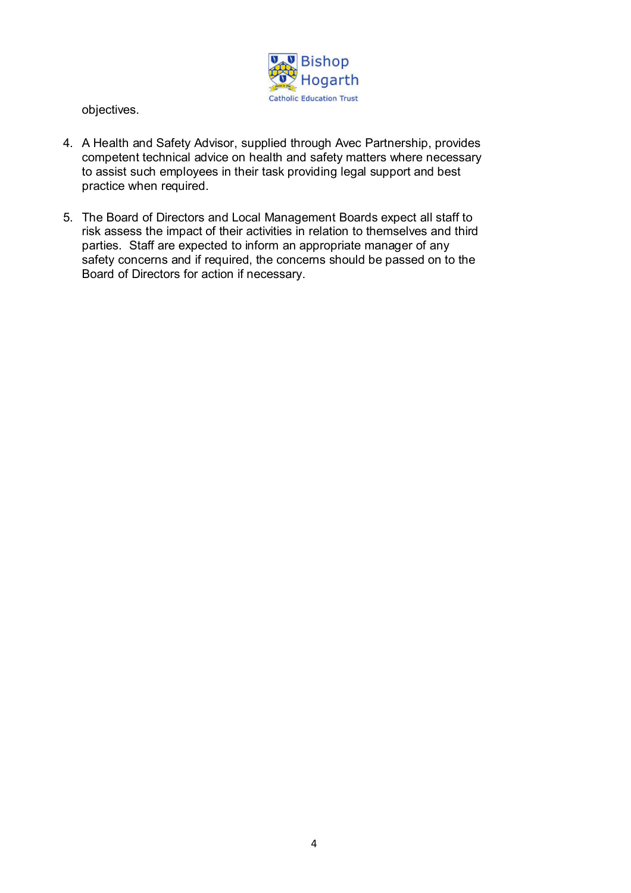objectives.

4. A Health and Safety Advisor, supplied through Avec Partnership, provides competent technical advice on health and safety matters where necessary to assist such employees in their task providing legal support and best practice when required.

5. The Board of Directors and Local Management Boards expect all staff to risk assess the impact of their activities in relation to themselves and third parties. Staff are expected to inform an appropriate manager of any safety concerns and if required, the concerns should be passed on to the Board of Directors for action if necessary.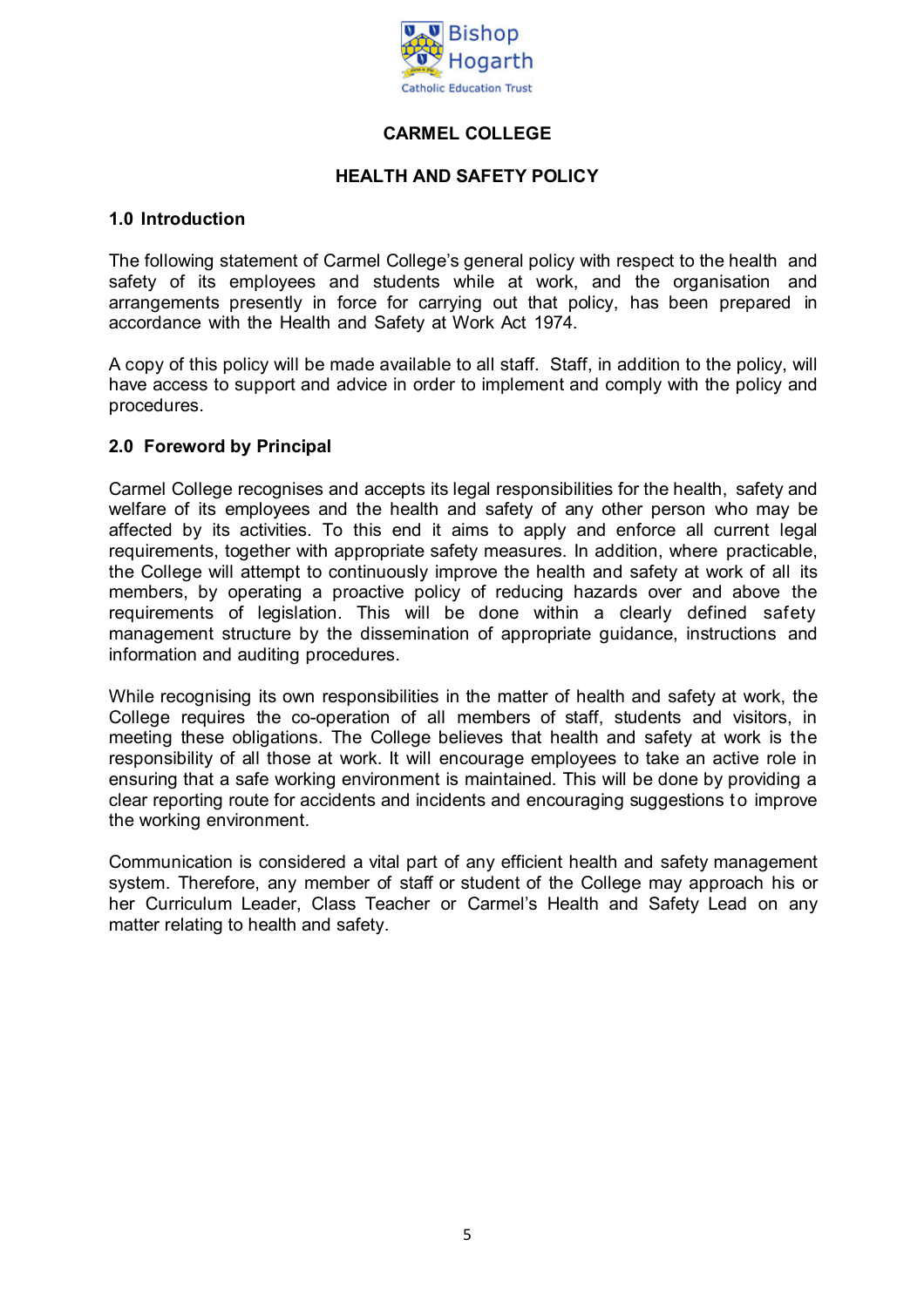Bishop Hogarth Catholic Education Trust

# CARMEL COLLEGE

## HEALTH AND SAFETY POLICY

### 1.0 Introduction

The following statement of Carmel College's general policy with respect to the health and safety of its employees and students while at work, and the organisation and arrangements presently in force for carrying out that policy, has been prepared in accordance with the Health and Safety at Work Act 1974.

A copy of this policy will be made available to all staff. Staff, in addition to the policy, will have access to support and advice in order to implement and comply with the policy and procedures.

### 2.0 Foreword by Principal

Carmel College recognises and accepts its legal responsibilities for the health, safety and welfare of its employees and the health and safety of any other person who may be affected by its activities. To this end it aims to apply and enforce all current legal requirements, together with appropriate safety measures. In addition, where practicable, the College will attempt to continuously improve the health and safety at work of all its members, by operating a proactive policy of reducing hazards over and above the requirements of legislation. This will be done within a clearly defined safety management structure by the dissemination of appropriate guidance, instructions and information and auditing procedures.

While recognising its own responsibilities in the matter of health and safety at work, the College requires the co-operation of all members of staff, students and visitors, in meeting these obligations. The College believes that health and safety at work is the responsibility of all those at work. It will encourage employees to take an active role in ensuring that a safe working environment is maintained. This will be done by providing a clear reporting route for accidents and incidents and encouraging suggestions to improve the working environment.

Communication is considered a vital part of any efficient health and safety management system. Therefore, any member of staff or student of the College may approach his or her Curriculum Leader, Class Teacher or Carmel's Health and Safety Lead on any matter relating to health and safety.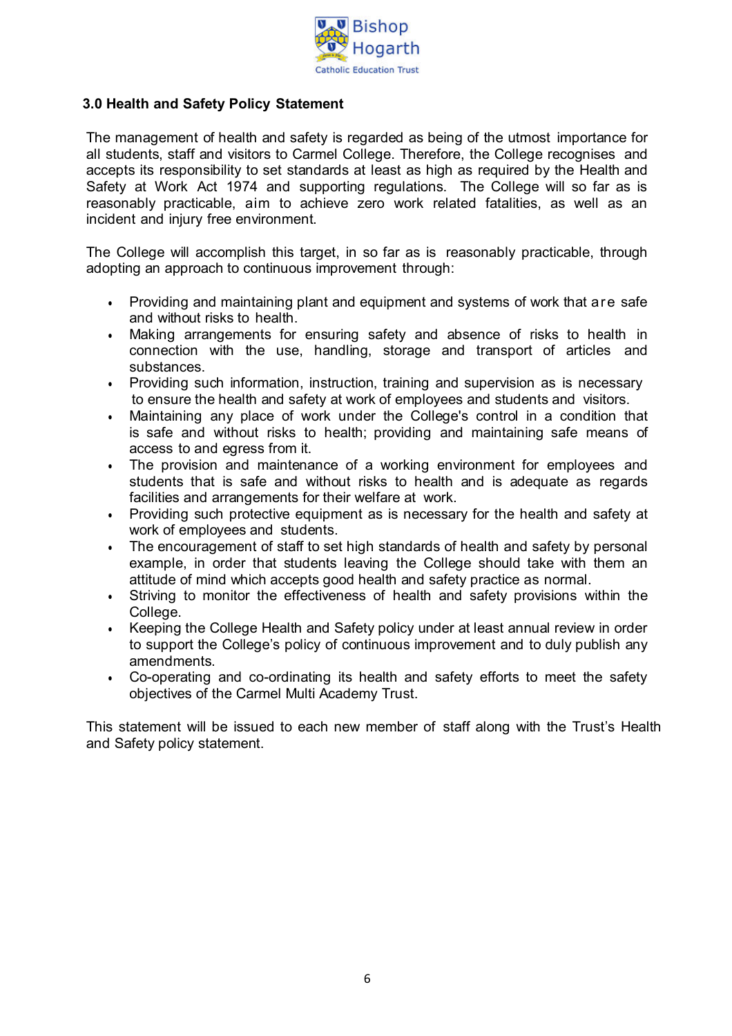### 3.0 Health and Safety Policy Statement

The management of health and safety is regarded as being of the utmost importance for all students, staff and visitors to Carmel College. Therefore, the College recognises and accepts its responsibility to set standards at least as high as required by the Health and Safety at Work Act 1974 and supporting regulations. The College will so far as is reasonably practicable, aim to achieve zero work related fatalities, as well as an incident and injury free environment.

The College will accomplish this target, in so far as is reasonably practicable, through adopting an approach to continuous improvement through:

- Providing and maintaining plant and equipment and systems of work that are safe and without risks to health.
- Making arrangements for ensuring safety and absence of risks to health in connection with the use, handling, storage and transport of articles and substances.
- Providing such information, instruction, training and supervision as is necessary to ensure the health and safety at work of employees and students and visitors.
- Maintaining any place of work under the College's control in a condition that is safe and without risks to health; providing and maintaining safe means of access to and egress from it.
- The provision and maintenance of a working environment for employees and students that is safe and without risks to health and is adequate as regards facilities and arrangements for their welfare at work.
- Providing such protective equipment as is necessary for the health and safety at work of employees and students.
- The encouragement of staff to set high standards of health and safety by personal example, in order that students leaving the College should take with them an attitude of mind which accepts good health and safety practice as normal.
- Striving to monitor the effectiveness of health and safety provisions within the College.
- Keeping the College Health and Safety policy under at least annual review in order to support the College's policy of continuous improvement and to duly publish any amendments.
- Co-operating and co-ordinating its health and safety efforts to meet the safety objectives of the Carmel Multi Academy Trust.

This statement will be issued to each new member of staff along with the Trust's Health and Safety policy statement.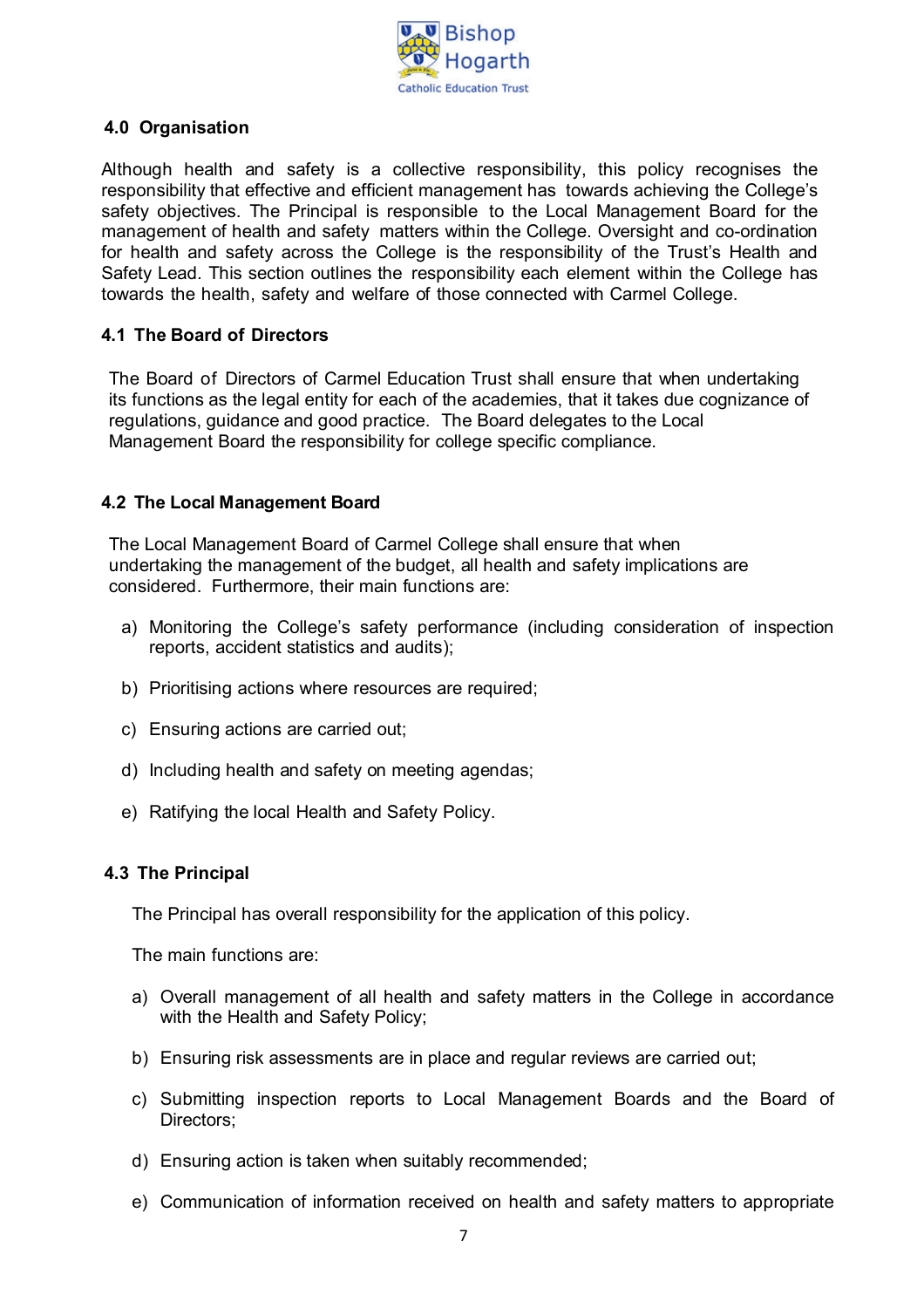## 4.0 Organisation

Although health and safety is a collective responsibility, this policy recognises the responsibility that effective and efficient management has towards achieving the College's safety objectives. The Principal is responsible to the Local Management Board for the management of health and safety matters within the College. Oversight and co-ordination for health and safety across the College is the responsibility of the Trust's Health and Safety Lead. This section outlines the responsibility each element within the College has towards the health, safety and welfare of those connected with Carmel College.

### 4.1 The Board of Directors

The Board of Directors of Carmel Education Trust shall ensure that when undertaking its functions as the legal entity for each of the academies, that it takes due cognizance of regulations, guidance and good practice. The Board delegates to the Local Management Board the responsibility for college specific compliance.

### 4.2 The Local Management Board

The Local Management Board of Carmel College shall ensure that when undertaking the management of the budget, all health and safety implications are considered. Furthermore, their main functions are:

a) Monitoring the College's safety performance (including consideration of inspection reports, accident statistics and audits);

b) Prioritising actions where resources are required;

c) Ensuring actions are carried out;

d) Including health and safety on meeting agendas;

e) Ratifying the local Health and Safety Policy.

### 4.3 The Principal

The Principal has overall responsibility for the application of this policy.

The main functions are:

a) Overall management of all health and safety matters in the College in accordance with the Health and Safety Policy;

b) Ensuring risk assessments are in place and regular reviews are carried out;

c) Submitting inspection reports to Local Management Boards and the Board of Directors;

d) Ensuring action is taken when suitably recommended;

e) Communication of information received on health and safety matters to appropriate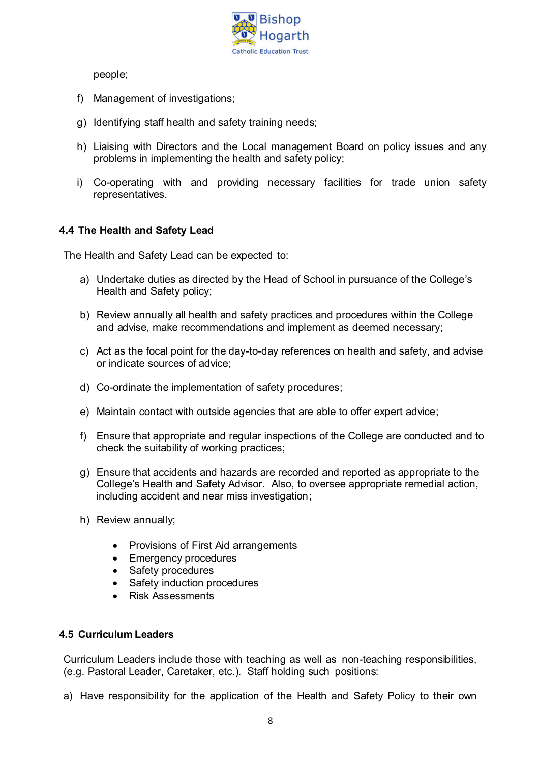people;

f) Management of investigations;

g) Identifying staff health and safety training needs;

h) Liaising with Directors and the Local management Board on policy issues and any problems in implementing the health and safety policy;

i) Co-operating with and providing necessary facilities for trade union safety representatives.

### 4.4 The Health and Safety Lead

The Health and Safety Lead can be expected to:

a) Undertake duties as directed by the Head of School in pursuance of the College's Health and Safety policy;

b) Review annually all health and safety practices and procedures within the College and advise, make recommendations and implement as deemed necessary;

c) Act as the focal point for the day-to-day references on health and safety, and advise or indicate sources of advice;

d) Co-ordinate the implementation of safety procedures;

e) Maintain contact with outside agencies that are able to offer expert advice;

f) Ensure that appropriate and regular inspections of the College are conducted and to check the suitability of working practices;

g) Ensure that accidents and hazards are recorded and reported as appropriate to the College's Health and Safety Advisor. Also, to oversee appropriate remedial action, including accident and near miss investigation;

h) Review annually;

- Provisions of First Aid arrangements
- Emergency procedures
- Safety procedures
- Safety induction procedures
- Risk Assessments

### 4.5 Curriculum Leaders

Curriculum Leaders include those with teaching as well as non-teaching responsibilities, (e.g. Pastoral Leader, Caretaker, etc.). Staff holding such positions:

a) Have responsibility for the application of the Health and Safety Policy to their own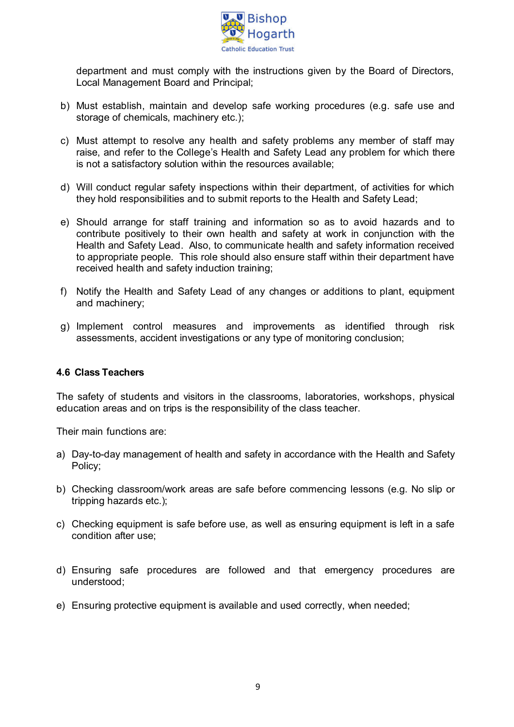department and must comply with the instructions given by the Board of Directors, Local Management Board and Principal;

b) Must establish, maintain and develop safe working procedures (e.g. safe use and storage of chemicals, machinery etc.);

c) Must attempt to resolve any health and safety problems any member of staff may raise, and refer to the College's Health and Safety Lead any problem for which there is not a satisfactory solution within the resources available;

d) Will conduct regular safety inspections within their department, of activities for which they hold responsibilities and to submit reports to the Health and Safety Lead;

e) Should arrange for staff training and information so as to avoid hazards and to contribute positively to their own health and safety at work in conjunction with the Health and Safety Lead. Also, to communicate health and safety information received to appropriate people. This role should also ensure staff within their department have received health and safety induction training;

f) Notify the Health and Safety Lead of any changes or additions to plant, equipment and machinery;

g) Implement control measures and improvements as identified through risk assessments, accident investigations or any type of monitoring conclusion;

### 4.6 Class Teachers

The safety of students and visitors in the classrooms, laboratories, workshops, physical education areas and on trips is the responsibility of the class teacher.

Their main functions are:

a) Day-to-day management of health and safety in accordance with the Health and Safety Policy;

b) Checking classroom/work areas are safe before commencing lessons (e.g. No slip or tripping hazards etc.);

c) Checking equipment is safe before use, as well as ensuring equipment is left in a safe condition after use;

d) Ensuring safe procedures are followed and that emergency procedures are understood;

e) Ensuring protective equipment is available and used correctly, when needed;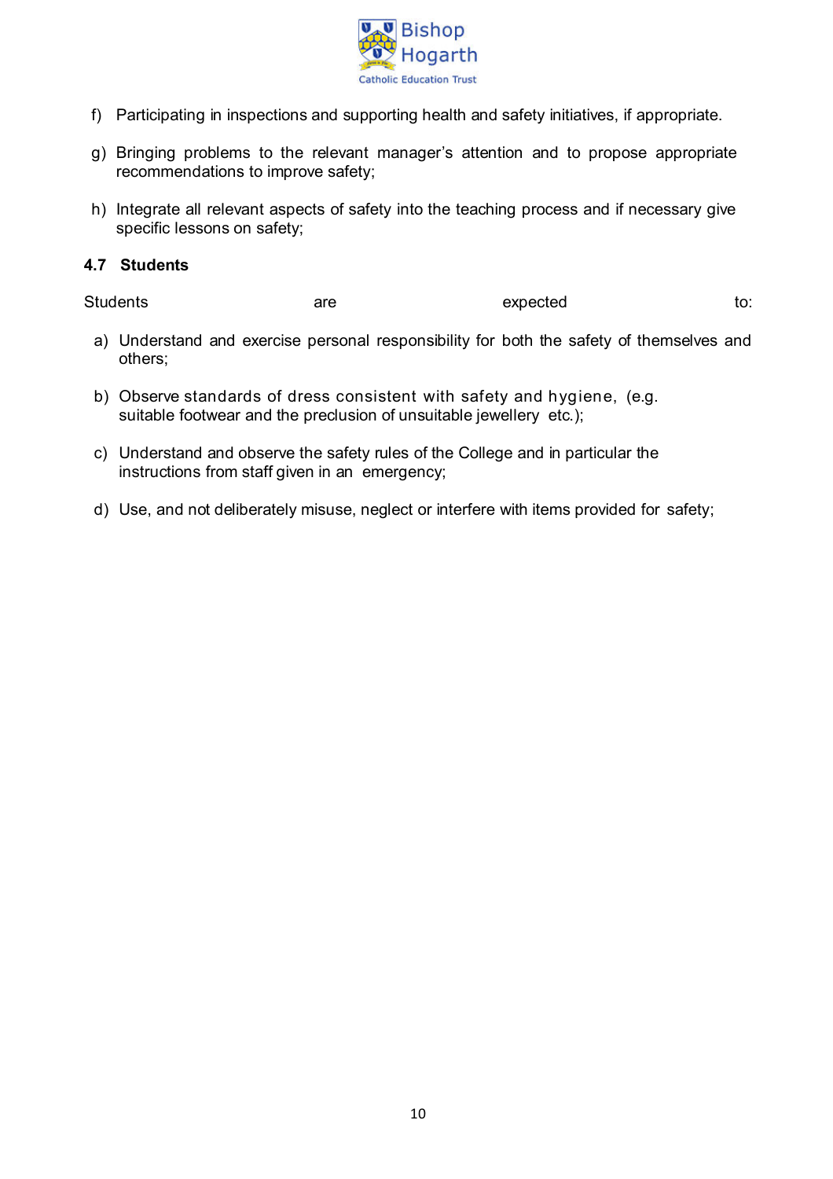f) Participating in inspections and supporting health and safety initiatives, if appropriate.

g) Bringing problems to the relevant manager's attention and to propose appropriate recommendations to improve safety;

h) Integrate all relevant aspects of safety into the teaching process and if necessary give specific lessons on safety;

### 4.7 Students

Students are expected to:

a) Understand and exercise personal responsibility for both the safety of themselves and others;

b) Observe standards of dress consistent with safety and hygiene, (e.g. suitable footwear and the preclusion of unsuitable jewellery etc.);

c) Understand and observe the safety rules of the College and in particular the instructions from staff given in an emergency;

d) Use, and not deliberately misuse, neglect or interfere with items provided for safety;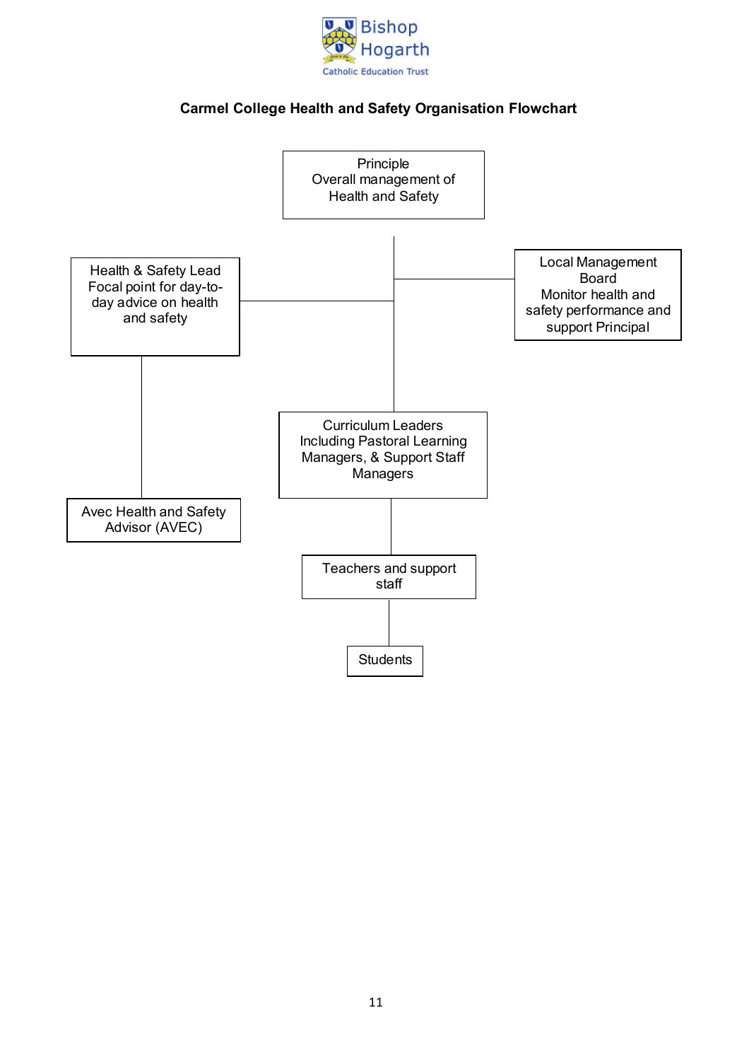Bishop Hogarth
Catholic Education Trust

**Carmel College Health and Safety Organisation Flowchart**

Principle
Overall management of Health and Safety

Health & Safety Lead
Focal point for day-to-day advice on health and safety

Local Management Board
Monitor health and safety performance and support Principal

Avec Health and Safety Advisor (AVEC)

Curriculum Leaders
Including Pastoral Learning Managers, & Support Staff Managers

Teachers and support staff

Students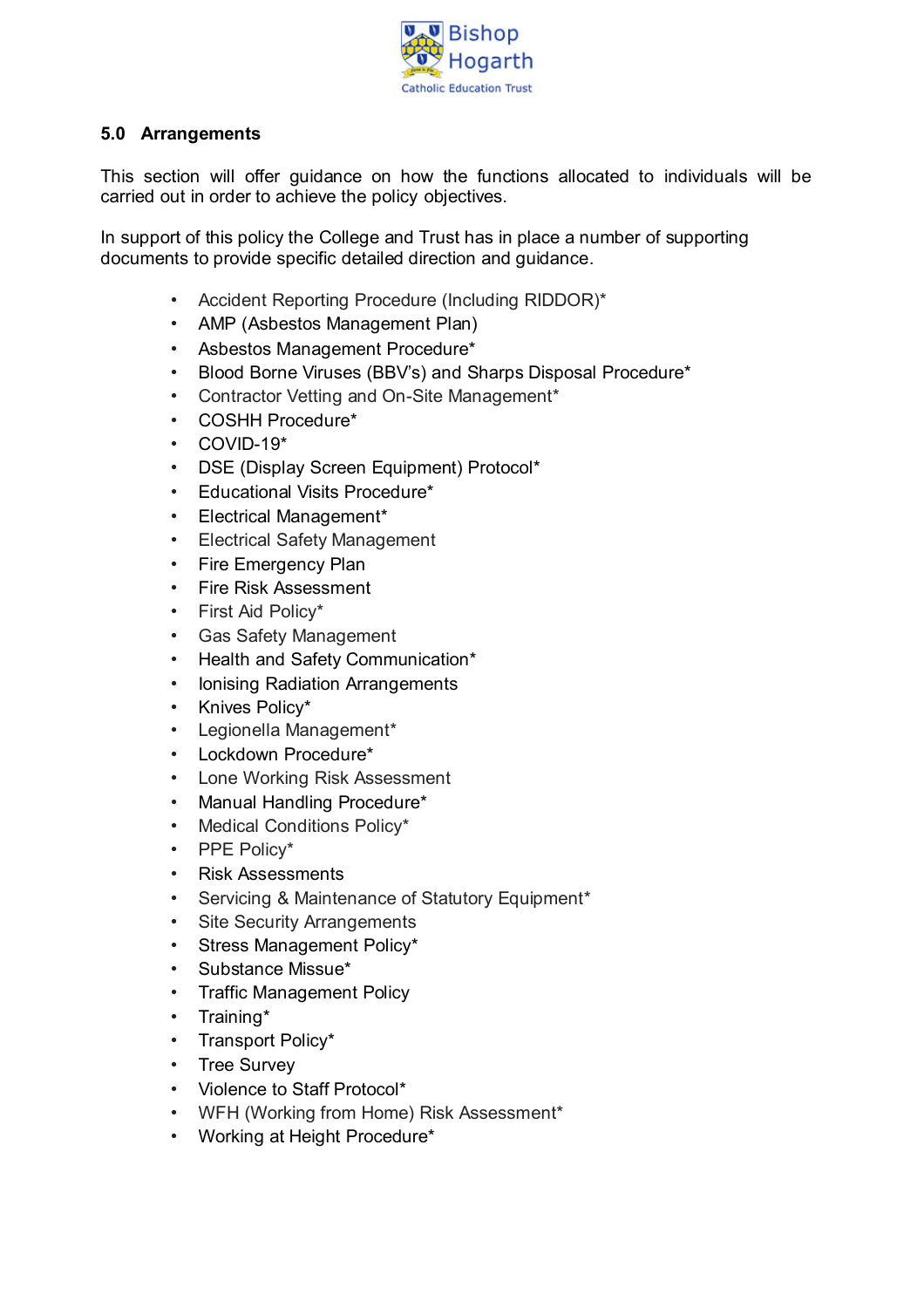## 5.0 Arrangements

This section will offer guidance on how the functions allocated to individuals will be carried out in order to achieve the policy objectives.

In support of this policy the College and Trust has in place a number of supporting documents to provide specific detailed direction and guidance.

- Accident Reporting Procedure (Including RIDDOR)*
- AMP (Asbestos Management Plan)
- Asbestos Management Procedure*
- Blood Borne Viruses (BBV's) and Sharps Disposal Procedure*
- Contractor Vetting and On-Site Management*
- COSHH Procedure*
- COVID-19*
- DSE (Display Screen Equipment) Protocol*
- Educational Visits Procedure*
- Electrical Management*
- Electrical Safety Management
- Fire Emergency Plan
- Fire Risk Assessment
- First Aid Policy*
- Gas Safety Management
- Health and Safety Communication*
- Ionising Radiation Arrangements
- Knives Policy*
- Legionella Management*
- Lockdown Procedure*
- Lone Working Risk Assessment
- Manual Handling Procedure*
- Medical Conditions Policy*
- PPE Policy*
- Risk Assessments
- Servicing & Maintenance of Statutory Equipment*
- Site Security Arrangements
- Stress Management Policy*
- Substance Missue*
- Traffic Management Policy
- Training*
- Transport Policy*
- Tree Survey
- Violence to Staff Protocol*
- WFH (Working from Home) Risk Assessment*
- Working at Height Procedure*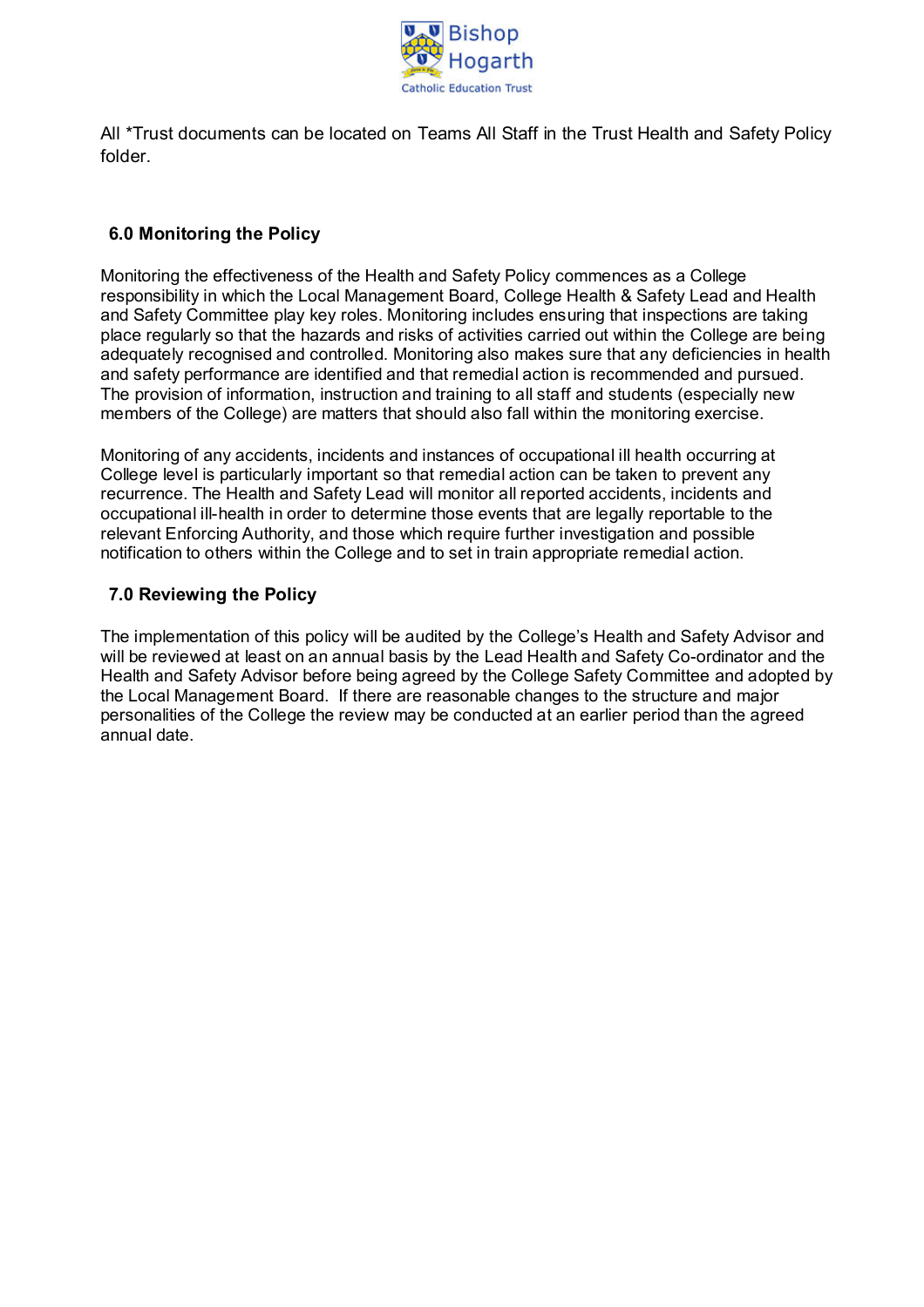All *Trust documents can be located on Teams All Staff in the Trust Health and Safety Policy folder.

## 6.0 Monitoring the Policy

Monitoring the effectiveness of the Health and Safety Policy commences as a College responsibility in which the Local Management Board, College Health & Safety Lead and Health and Safety Committee play key roles. Monitoring includes ensuring that inspections are taking place regularly so that the hazards and risks of activities carried out within the College are being adequately recognised and controlled. Monitoring also makes sure that any deficiencies in health and safety performance are identified and that remedial action is recommended and pursued. The provision of information, instruction and training to all staff and students (especially new members of the College) are matters that should also fall within the monitoring exercise.

Monitoring of any accidents, incidents and instances of occupational ill health occurring at College level is particularly important so that remedial action can be taken to prevent any recurrence. The Health and Safety Lead will monitor all reported accidents, incidents and occupational ill-health in order to determine those events that are legally reportable to the relevant Enforcing Authority, and those which require further investigation and possible notification to others within the College and to set in train appropriate remedial action.

## 7.0 Reviewing the Policy

The implementation of this policy will be audited by the College's Health and Safety Advisor and will be reviewed at least on an annual basis by the Lead Health and Safety Co-ordinator and the Health and Safety Advisor before being agreed by the College Safety Committee and adopted by the Local Management Board. If there are reasonable changes to the structure and major personalities of the College the review may be conducted at an earlier period than the agreed annual date.